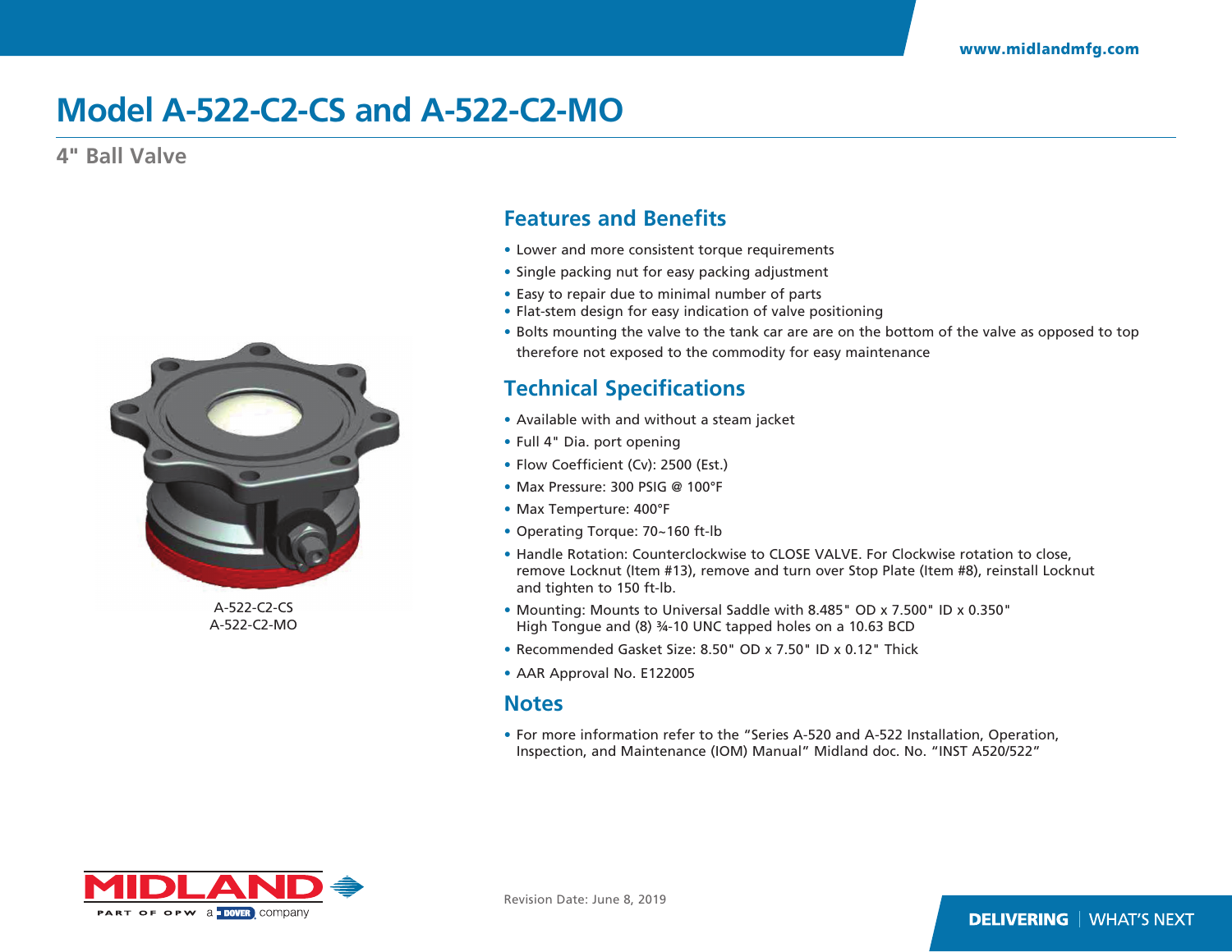# Model A-522-C2-CS and A-522-C2-MO

## 4" Ball Valve

A-522-C2-CS
A-522-C2-MO

## Features and Benefits

- Lower and more consistent torque requirements
- Single packing nut for easy packing adjustment
- Easy to repair due to minimal number of parts
- Flat-stem design for easy indication of valve positioning
- Bolts mounting the valve to the tank car are are on the bottom of the valve as opposed to top therefore not exposed to the commodity for easy maintenance

## Technical Specifications

- Available with and without a steam jacket
- Full 4" Dia. port opening
- Flow Coefficient (Cv): 2500 (Est.)
- Max Pressure: 300 PSIG @ 100°F
- Max Temperture: 400°F
- Operating Torque: 70~160 ft-lb
- Handle Rotation: Counterclockwise to CLOSE VALVE. For Clockwise rotation to close, remove Locknut (Item #13), remove and turn over Stop Plate (Item #8), reinstall Locknut and tighten to 150 ft-lb.
- Mounting: Mounts to Universal Saddle with 8.485" OD x 7.500" ID x 0.350" High Tongue and (8) ¾-10 UNC tapped holes on a 10.63 BCD
- Recommended Gasket Size: 8.50" OD x 7.50" ID x 0.12" Thick
- AAR Approval No. E122005

## Notes

- For more information refer to the “Series A-520 and A-522 Installation, Operation, Inspection, and Maintenance (IOM) Manual” Midland doc. No. “INST A520/522”

Revision Date: June 8, 2019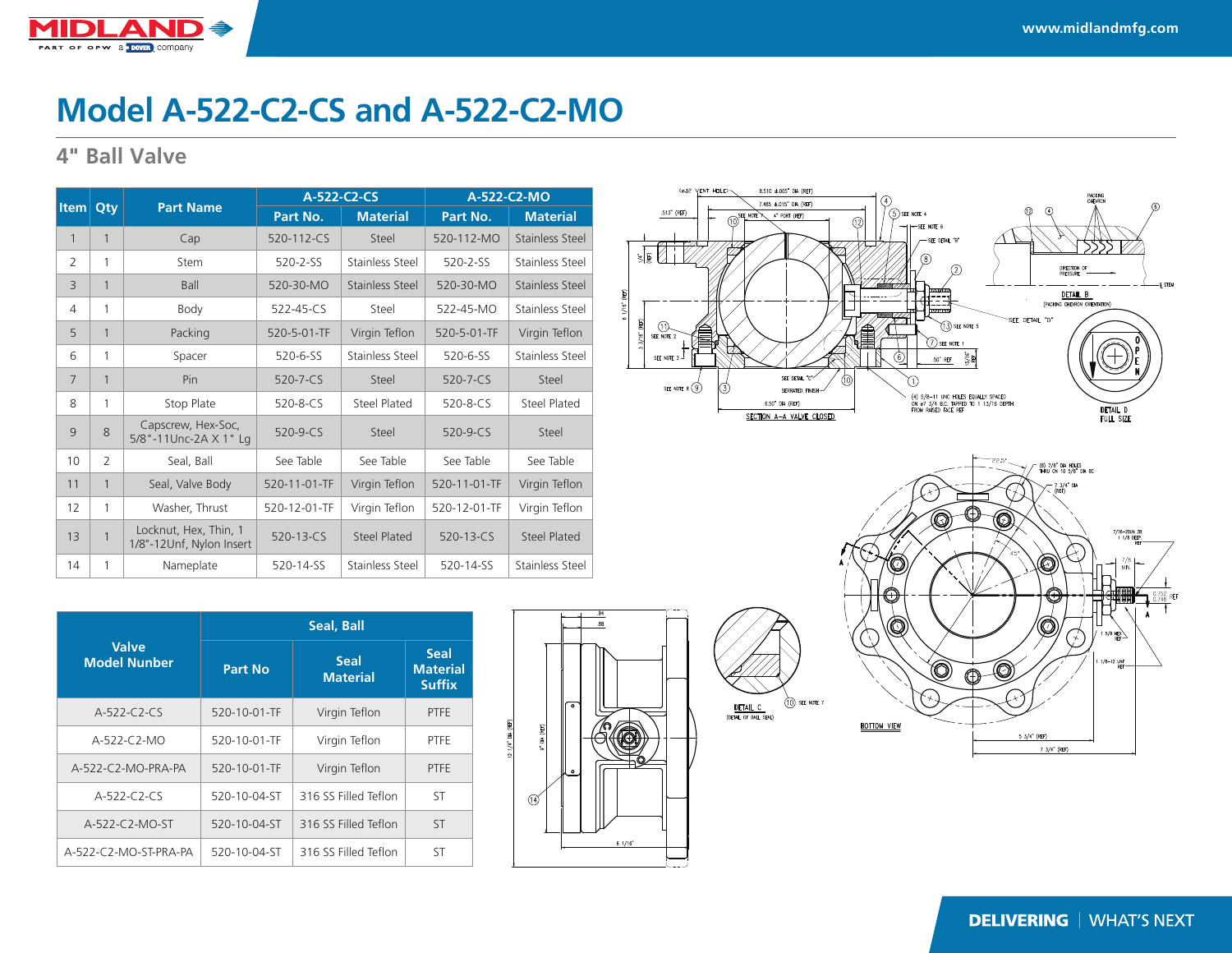# Model A-522-C2-CS and A-522-C2-MO

## 4" Ball Valve

| Item | Qty | Part Name | A-522-C2-CS | | A-522-C2-MO | |
|---|---|---|---|---|---|---|
| | | | Part No. | Material | Part No. | Material |
| 1 | 1 | Cap | 520-112-CS | Steel | 520-112-MO | Stainless Steel |
| 2 | 1 | Stem | 520-2-SS | Stainless Steel | 520-2-SS | Stainless Steel |
| 3 | 1 | Ball | 520-30-MO | Stainless Steel | 520-30-MO | Stainless Steel |
| 4 | 1 | Body | 522-45-CS | Steel | 522-45-MO | Stainless Steel |
| 5 | 1 | Packing | 520-5-01-TF | Virgin Teflon | 520-5-01-TF | Virgin Teflon |
| 6 | 1 | Spacer | 520-6-SS | Stainless Steel | 520-6-SS | Stainless Steel |
| 7 | 1 | Pin | 520-7-CS | Steel | 520-7-CS | Steel |
| 8 | 1 | Stop Plate | 520-8-CS | Steel Plated | 520-8-CS | Steel Plated |
| 9 | 8 | Capscrew, Hex-Soc, 5/8"-11Unc-2A X 1" Lg | 520-9-CS | Steel | 520-9-CS | Steel |
| 10 | 2 | Seal, Ball | See Table | See Table | See Table | See Table |
| 11 | 1 | Seal, Valve Body | 520-11-01-TF | Virgin Teflon | 520-11-01-TF | Virgin Teflon |
| 12 | 1 | Washer, Thrust | 520-12-01-TF | Virgin Teflon | 520-12-01-TF | Virgin Teflon |
| 13 | 1 | Locknut, Hex, Thin, 1 1/8"-12Unf, Nylon Insert | 520-13-CS | Steel Plated | 520-13-CS | Steel Plated |
| 14 | 1 | Nameplate | 520-14-SS | Stainless Steel | 520-14-SS | Stainless Steel |

| Valve Model Nunber | Seal, Ball | | |
|---|---|---|---|
| | Part No | Seal Material | Seal Material Suffix |
| A-522-C2-CS | 520-10-01-TF | Virgin Teflon | PTFE |
| A-522-C2-MO | 520-10-01-TF | Virgin Teflon | PTFE |
| A-522-C2-MO-PRA-PA | 520-10-01-TF | Virgin Teflon | PTFE |
| A-522-C2-CS | 520-10-04-ST | 316 SS Filled Teflon | ST |
| A-522-C2-MO-ST | 520-10-04-ST | 316 SS Filled Teflon | ST |
| A-522-C2-MO-ST-PRA-PA | 520-10-04-ST | 316 SS Filled Teflon | ST |

SECTION A–A VALVE CLOSED

DETAIL B (PACKING CHEVRON ORIENTATION)

DETAIL C (DETAIL OF BALL SEAL)

DETAIL D FULL SIZE

BOTTOM VIEW

(4) 5/8–11 UNC HOLES EQUALLY SPACED ON ø7 3/4 B.C. TAPPED TO 1 13/16 DEPTH FROM RAISED FACE REF

(8) 7/8" DIA HOLES THRU ON 10 5/8" DIA BC